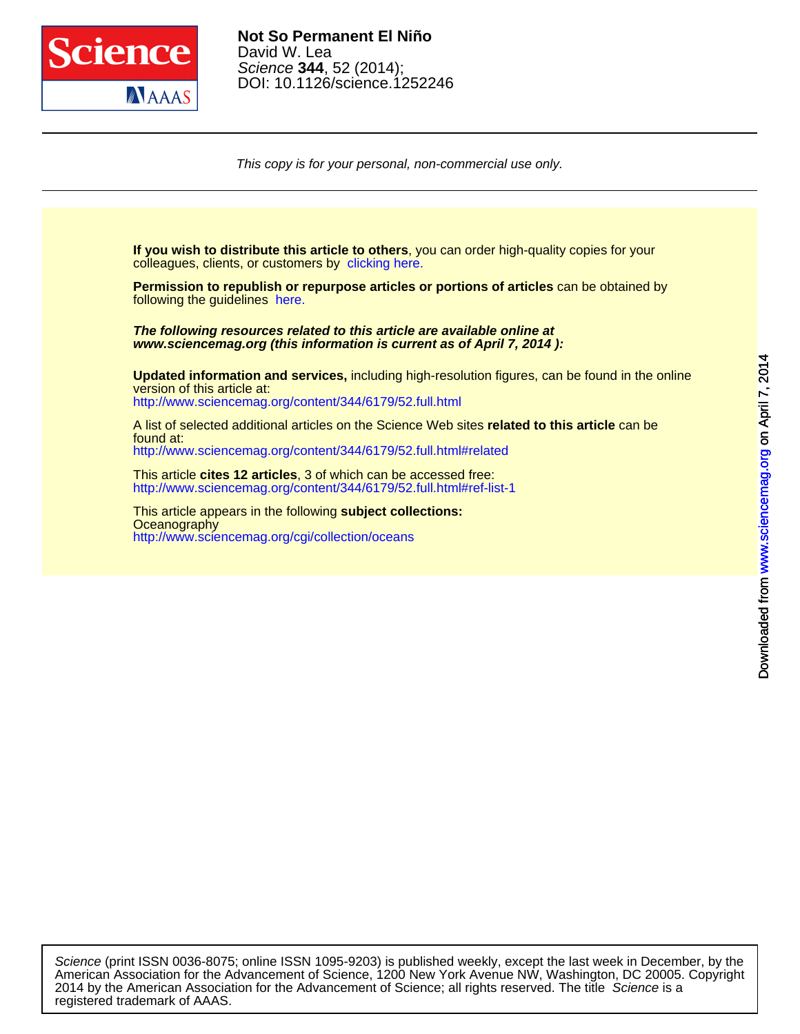**Not So Permanent El Niño**
David W. Lea
*Science* **344**, 52 (2014);
DOI: 10.1126/science.1252246

*This copy is for your personal, non-commercial use only.*

**If you wish to distribute this article to others**, you can order high-quality copies for your colleagues, clients, or customers by clicking here.

**Permission to republish or repurpose articles or portions of articles** can be obtained by following the guidelines here.

***The following resources related to this article are available online at www.sciencemag.org (this information is current as of April 7, 2014 ):***

**Updated information and services,** including high-resolution figures, can be found in the online version of this article at:
http://www.sciencemag.org/content/344/6179/52.full.html

A list of selected additional articles on the Science Web sites **related to this article** can be found at:
http://www.sciencemag.org/content/344/6179/52.full.html#related

This article **cites 12 articles**, 3 of which can be accessed free:
http://www.sciencemag.org/content/344/6179/52.full.html#ref-list-1

This article appears in the following **subject collections:**
Oceanography
http://www.sciencemag.org/cgi/collection/oceans

*Science* (print ISSN 0036-8075; online ISSN 1095-9203) is published weekly, except the last week in December, by the American Association for the Advancement of Science, 1200 New York Avenue NW, Washington, DC 20005. Copyright 2014 by the American Association for the Advancement of Science; all rights reserved. The title *Science* is a registered trademark of AAAS.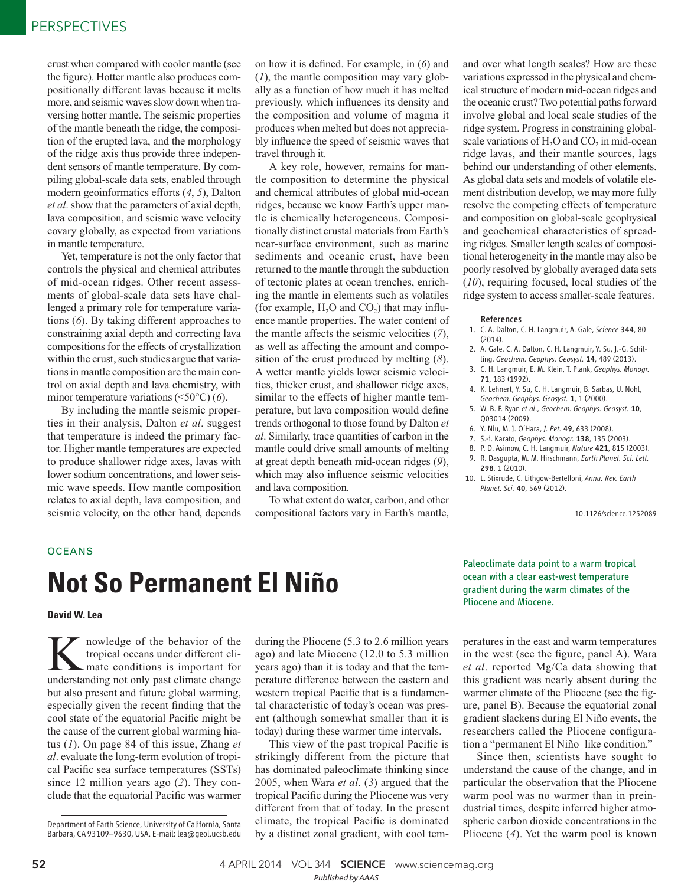crust when compared with cooler mantle (see the figure). Hotter mantle also produces compositionally different lavas because it melts more, and seismic waves slow down when traversing hotter mantle. The seismic properties of the mantle beneath the ridge, the composition of the erupted lava, and the morphology of the ridge axis thus provide three independent sensors of mantle temperature. By compiling global-scale data sets, enabled through modern geoinformatics efforts (*4*, *5*), Dalton *et al*. show that the parameters of axial depth, lava composition, and seismic wave velocity covary globally, as expected from variations in mantle temperature.

Yet, temperature is not the only factor that controls the physical and chemical attributes of mid-ocean ridges. Other recent assessments of global-scale data sets have challenged a primary role for temperature variations (*6*). By taking different approaches to constraining axial depth and correcting lava compositions for the effects of crystallization within the crust, such studies argue that variations in mantle composition are the main control on axial depth and lava chemistry, with minor temperature variations (<50°C) (*6*).

By including the mantle seismic properties in their analysis, Dalton *et al*. suggest that temperature is indeed the primary factor. Higher mantle temperatures are expected to produce shallower ridge axes, lavas with lower sodium concentrations, and lower seismic wave speeds. How mantle composition relates to axial depth, lava composition, and seismic velocity, on the other hand, depends on how it is defined. For example, in (*6*) and (*1*), the mantle composition may vary globally as a function of how much it has melted previously, which influences its density and the composition and volume of magma it produces when melted but does not appreciably influence the speed of seismic waves that travel through it.

A key role, however, remains for mantle composition to determine the physical and chemical attributes of global mid-ocean ridges, because we know Earth's upper mantle is chemically heterogeneous. Compositionally distinct crustal materials from Earth's near-surface environment, such as marine sediments and oceanic crust, have been returned to the mantle through the subduction of tectonic plates at ocean trenches, enriching the mantle in elements such as volatiles (for example, $H_2O$ and $CO_2$) that may influence mantle properties. The water content of the mantle affects the seismic velocities (*7*), as well as affecting the amount and composition of the crust produced by melting (*8*). A wetter mantle yields lower seismic velocities, thicker crust, and shallower ridge axes, similar to the effects of higher mantle temperature, but lava composition would define trends orthogonal to those found by Dalton *et al*. Similarly, trace quantities of carbon in the mantle could drive small amounts of melting at great depth beneath mid-ocean ridges (*9*), which may also influence seismic velocities and lava composition.

To what extent do water, carbon, and other compositional factors vary in Earth's mantle, and over what length scales? How are these variations expressed in the physical and chemical structure of modern mid-ocean ridges and the oceanic crust? Two potential paths forward involve global and local scale studies of the ridge system. Progress in constraining global-scale variations of $H_2O$ and $CO_2$ in mid-ocean ridge lavas, and their mantle sources, lags behind our understanding of other elements. As global data sets and models of volatile element distribution develop, we may more fully resolve the competing effects of temperature and composition on global-scale geophysical and geochemical characteristics of spreading ridges. Smaller length scales of compositional heterogeneity in the mantle may also be poorly resolved by globally averaged data sets (*10*), requiring focused, local studies of the ridge system to access smaller-scale features.

**References**

1. C. A. Dalton, C. H. Langmuir, A. Gale, *Science* **344**, 80 (2014).
2. A. Gale, C. A. Dalton, C. H. Langmuir, Y. Su, J.-G. Schilling, *Geochem. Geophys. Geosyst.* **14**, 489 (2013).
3. C. H. Langmuir, E. M. Klein, T. Plank, *Geophys. Monogr.* **71**, 183 (1992).
4. K. Lehnert, Y. Su, C. H. Langmuir, B. Sarbas, U. Nohl, *Geochem. Geophys. Geosyst.* **1**, 1 (2000).
5. W. B. F. Ryan *et al*., *Geochem. Geophys. Geosyst.* **10**, Q03014 (2009).
6. Y. Niu, M. J. O'Hara, *J. Pet.* **49**, 633 (2008).
7. S.-i. Karato, *Geophys. Monogr.* **138**, 135 (2003).
8. P. D. Asimow, C. H. Langmuir, *Nature* **421**, 815 (2003).
9. R. Dasgupta, M. M. Hirschmann, *Earth Planet. Sci. Lett.* **298**, 1 (2010).
10. L. Stixrude, C. Lithgow-Bertelloni, *Annu. Rev. Earth Planet. Sci.* **40**, 569 (2012).

10.1126/science.1252089

---

OCEANS

# Not So Permanent El Niño

Paleoclimate data point to a warm tropical ocean with a clear east-west temperature gradient during the warm climates of the Pliocene and Miocene.

**David W. Lea**

Department of Earth Science, University of California, Santa Barbara, CA 93109–9630, USA. E-mail: lea@geol.ucsb.edu

Knowledge of the behavior of the tropical oceans under different climate conditions is important for understanding not only past climate change but also present and future global warming, especially given the recent finding that the cool state of the equatorial Pacific might be the cause of the current global warming hiatus (*1*). On page 84 of this issue, Zhang *et al*. evaluate the long-term evolution of tropical Pacific sea surface temperatures (SSTs) since 12 million years ago (*2*). They conclude that the equatorial Pacific was warmer during the Pliocene (5.3 to 2.6 million years ago) and late Miocene (12.0 to 5.3 million years ago) than it is today and that the temperature difference between the eastern and western tropical Pacific that is a fundamental characteristic of today's ocean was present (although somewhat smaller than it is today) during these warmer time intervals.

This view of the past tropical Pacific is strikingly different from the picture that has dominated paleoclimate thinking since 2005, when Wara *et al*. (*3*) argued that the tropical Pacific during the Pliocene was very different from that of today. In the present climate, the tropical Pacific is dominated by a distinct zonal gradient, with cool temperatures in the east and warm temperatures in the west (see the figure, panel A). Wara *et al*. reported Mg/Ca data showing that this gradient was nearly absent during the warmer climate of the Pliocene (see the figure, panel B). Because the equatorial zonal gradient slackens during El Niño events, the researchers called the Pliocene configuration a "permanent El Niño–like condition."

Since then, scientists have sought to understand the cause of the change, and in particular the observation that the Pliocene warm pool was no warmer than in preindustrial times, despite inferred higher atmospheric carbon dioxide concentrations in the Pliocene (*4*). Yet the warm pool is known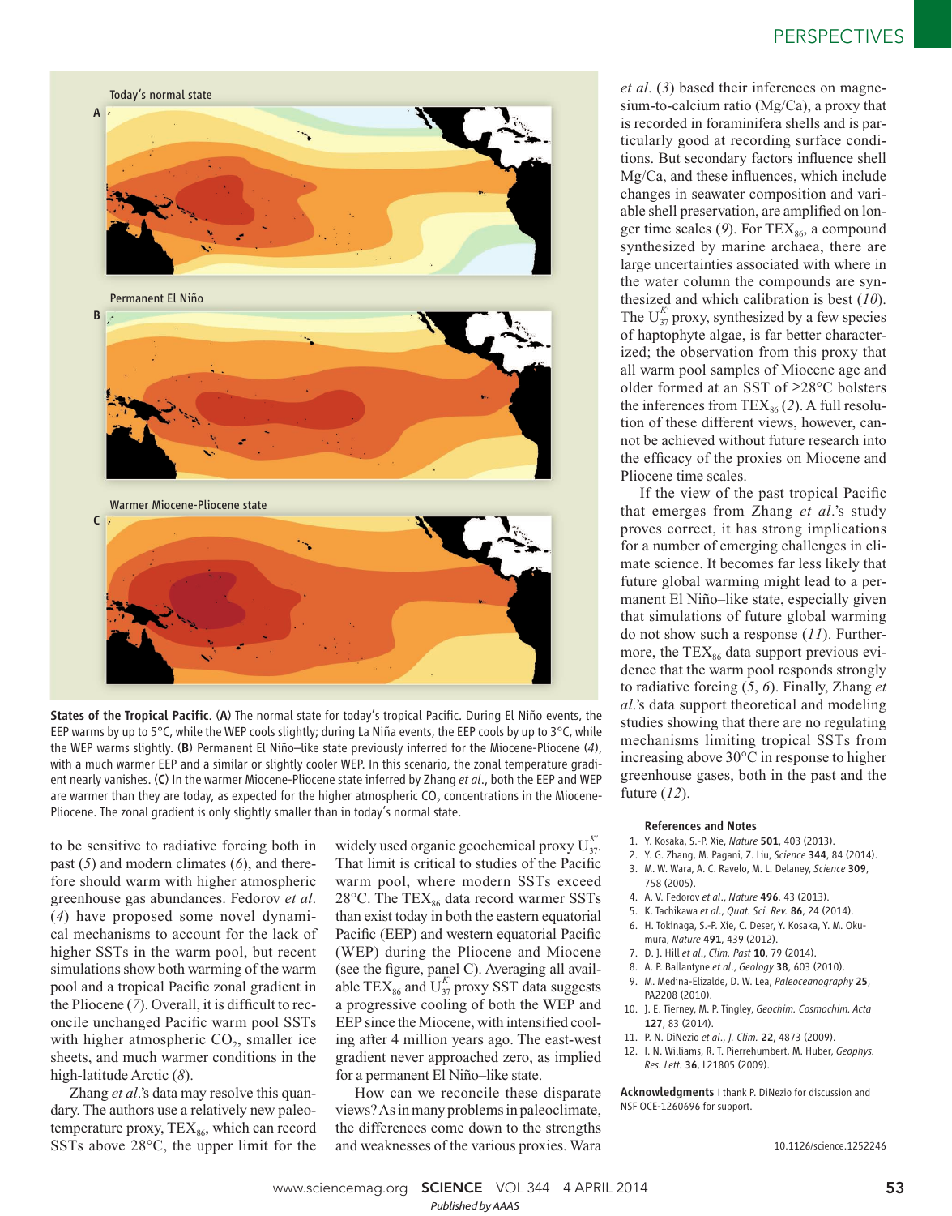Today's normal state

A

Permanent El Niño

B

Warmer Miocene-Pliocene state

C

**States of the Tropical Pacific.** (**A**) The normal state for today's tropical Pacific. During El Niño events, the EEP warms by up to 5°C, while the WEP cools slightly; during La Niña events, the EEP cools by up to 3°C, while the WEP warms slightly. (**B**) Permanent El Niño–like state previously inferred for the Miocene-Pliocene (*4*), with a much warmer EEP and a similar or slightly cooler WEP. In this scenario, the zonal temperature gradient nearly vanishes. (**C**) In the warmer Miocene-Pliocene state inferred by Zhang *et al*., both the EEP and WEP are warmer than they are today, as expected for the higher atmospheric $CO_2$ concentrations in the Miocene-Pliocene. The zonal gradient is only slightly smaller than in today's normal state.

to be sensitive to radiative forcing both in past (*5*) and modern climates (*6*), and therefore should warm with higher atmospheric greenhouse gas abundances. Fedorov *et al*. (*4*) have proposed some novel dynamical mechanisms to account for the lack of higher SSTs in the warm pool, but recent simulations show both warming of the warm pool and a tropical Pacific zonal gradient in the Pliocene (*7*). Overall, it is difficult to reconcile unchanged Pacific warm pool SSTs with higher atmospheric $CO_2$, smaller ice sheets, and much warmer conditions in the high-latitude Arctic (*8*).

Zhang *et al*.'s data may resolve this quandary. The authors use a relatively new paleotemperature proxy, $TEX_{86}$, which can record SSTs above 28°C, the upper limit for the widely used organic geochemical proxy $U^{K'}_{37}$. That limit is critical to studies of the Pacific warm pool, where modern SSTs exceed 28°C. The $TEX_{86}$ data record warmer SSTs than exist today in both the eastern equatorial Pacific (EEP) and western equatorial Pacific (WEP) during the Pliocene and Miocene (see the figure, panel C). Averaging all available $TEX_{86}$ and $U^{K'}_{37}$ proxy SST data suggests a progressive cooling of both the WEP and EEP since the Miocene, with intensified cooling after 4 million years ago. The east-west gradient never approached zero, as implied for a permanent El Niño–like state.

How can we reconcile these disparate views? As in many problems in paleoclimate, the differences come down to the strengths and weaknesses of the various proxies. Wara *et al*. (*3*) based their inferences on magnesium-to-calcium ratio (Mg/Ca), a proxy that is recorded in foraminifera shells and is particularly good at recording surface conditions. But secondary factors influence shell Mg/Ca, and these influences, which include changes in seawater composition and variable shell preservation, are amplified on longer time scales (*9*). For $TEX_{86}$, a compound synthesized by marine archaea, there are large uncertainties associated with where in the water column the compounds are synthesized and which calibration is best (*10*). The $U^{K'}_{37}$ proxy, synthesized by a few species of haptophyte algae, is far better characterized; the observation from this proxy that all warm pool samples of Miocene age and older formed at an SST of ≥28°C bolsters the inferences from $TEX_{86}$ (*2*). A full resolution of these different views, however, cannot be achieved without future research into the efficacy of the proxies on Miocene and Pliocene time scales.

If the view of the past tropical Pacific that emerges from Zhang *et al*.'s study proves correct, it has strong implications for a number of emerging challenges in climate science. It becomes far less likely that future global warming might lead to a permanent El Niño–like state, especially given that simulations of future global warming do not show such a response (*11*). Furthermore, the $TEX_{86}$ data support previous evidence that the warm pool responds strongly to radiative forcing (*5*, *6*). Finally, Zhang *et al*.'s data support theoretical and modeling studies showing that there are no regulating mechanisms limiting tropical SSTs from increasing above 30°C in response to higher greenhouse gases, both in the past and the future (*12*).

### References and Notes

1. Y. Kosaka, S.-P. Xie, *Nature* **501**, 403 (2013).
2. Y. G. Zhang, M. Pagani, Z. Liu, *Science* **344**, 84 (2014).
3. M. W. Wara, A. C. Ravelo, M. L. Delaney, *Science* **309**, 758 (2005).
4. A. V. Fedorov *et al*., *Nature* **496**, 43 (2013).
5. K. Tachikawa *et al*., *Quat. Sci. Rev.* **86**, 24 (2014).
6. H. Tokinaga, S.-P. Xie, C. Deser, Y. Kosaka, Y. M. Okumura, *Nature* **491**, 439 (2012).
7. D. J. Hill *et al*., *Clim. Past* **10**, 79 (2014).
8. A. P. Ballantyne *et al*., *Geology* **38**, 603 (2010).
9. M. Medina-Elizalde, D. W. Lea, *Paleoceanography* **25**, PA2208 (2010).
10. J. E. Tierney, M. Tingley, *Geochim. Cosmochim. Acta* **127**, 83 (2014).
11. P. N. DiNezio *et al*., *J. Clim.* **22**, 4873 (2009).
12. I. N. Williams, R. T. Pierrehumbert, M. Huber, *Geophys. Res. Lett.* **36**, L21805 (2009).

**Acknowledgments** I thank P. DiNezio for discussion and NSF OCE-1260696 for support.

10.1126/science.1252246